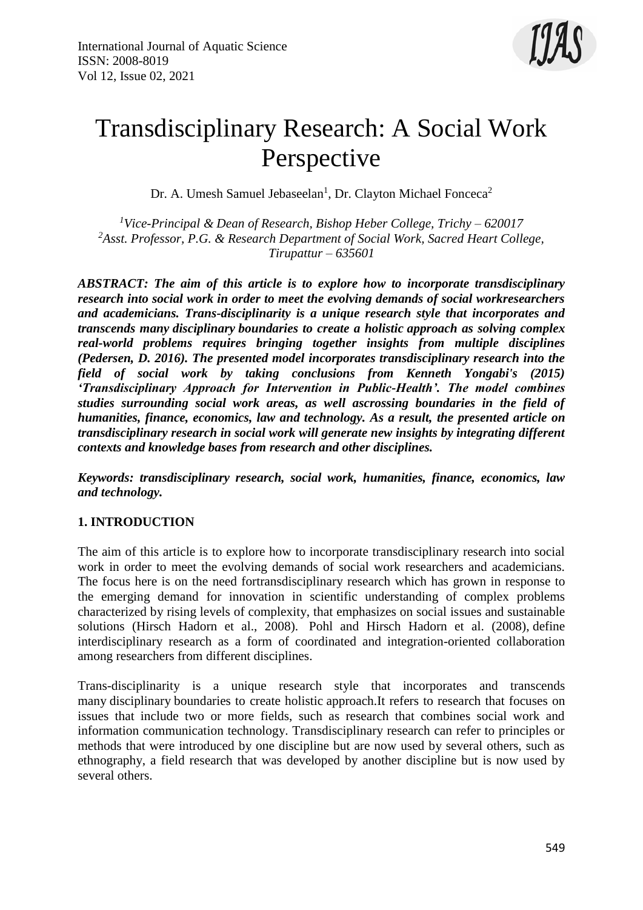# Transdisciplinary Research: A Social Work Perspective

Dr. A. Umesh Samuel Jebaseelan[1], Dr. Clayton Michael Fonceca[2]

[1]*Vice-Principal & Dean of Research, Bishop Heber College, Trichy – 620017*
[2]*Asst. Professor, P.G. & Research Department of Social Work, Sacred Heart College, Tirupattur – 635601*

***ABSTRACT: The aim of this article is to explore how to incorporate transdisciplinary research into social work in order to meet the evolving demands of social workresearchers and academicians. Trans-disciplinarity is a unique research style that incorporates and transcends many disciplinary boundaries to create a holistic approach as solving complex real-world problems requires bringing together insights from multiple disciplines (Pedersen, D. 2016). The presented model incorporates transdisciplinary research into the field of social work by taking conclusions from Kenneth Yongabi's (2015) 'Transdisciplinary Approach for Intervention in Public-Health'. The model combines studies surrounding social work areas, as well ascrossing boundaries in the field of humanities, finance, economics, law and technology. As a result, the presented article on transdisciplinary research in social work will generate new insights by integrating different contexts and knowledge bases from research and other disciplines.***

***Keywords: transdisciplinary research, social work, humanities, finance, economics, law and technology.***

## 1. INTRODUCTION

The aim of this article is to explore how to incorporate transdisciplinary research into social work in order to meet the evolving demands of social work researchers and academicians. The focus here is on the need fortransdisciplinary research which has grown in response to the emerging demand for innovation in scientific understanding of complex problems characterized by rising levels of complexity, that emphasizes on social issues and sustainable solutions (Hirsch Hadorn et al., 2008). Pohl and Hirsch Hadorn et al. (2008), define interdisciplinary research as a form of coordinated and integration-oriented collaboration among researchers from different disciplines.

Trans-disciplinarity is a unique research style that incorporates and transcends many disciplinary boundaries to create holistic approach.It refers to research that focuses on issues that include two or more fields, such as research that combines social work and information communication technology. Transdisciplinary research can refer to principles or methods that were introduced by one discipline but are now used by several others, such as ethnography, a field research that was developed by another discipline but is now used by several others.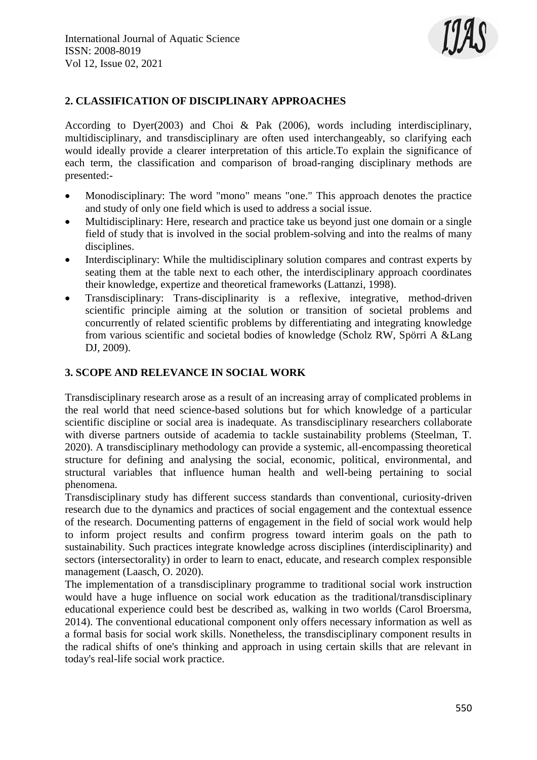## 2. CLASSIFICATION OF DISCIPLINARY APPROACHES

According to Dyer(2003) and Choi & Pak (2006), words including interdisciplinary, multidisciplinary, and transdisciplinary are often used interchangeably, so clarifying each would ideally provide a clearer interpretation of this article.To explain the significance of each term, the classification and comparison of broad-ranging disciplinary methods are presented:-

- Monodisciplinary: The word "mono" means "one." This approach denotes the practice and study of only one field which is used to address a social issue.
- Multidisciplinary: Here, research and practice take us beyond just one domain or a single field of study that is involved in the social problem-solving and into the realms of many disciplines.
- Interdisciplinary: While the multidisciplinary solution compares and contrast experts by seating them at the table next to each other, the interdisciplinary approach coordinates their knowledge, expertize and theoretical frameworks (Lattanzi, 1998).
- Transdisciplinary: Trans-disciplinarity is a reflexive, integrative, method-driven scientific principle aiming at the solution or transition of societal problems and concurrently of related scientific problems by differentiating and integrating knowledge from various scientific and societal bodies of knowledge (Scholz RW, Spörri A &Lang DJ, 2009).

## 3. SCOPE AND RELEVANCE IN SOCIAL WORK

Transdisciplinary research arose as a result of an increasing array of complicated problems in the real world that need science-based solutions but for which knowledge of a particular scientific discipline or social area is inadequate. As transdisciplinary researchers collaborate with diverse partners outside of academia to tackle sustainability problems (Steelman, T. 2020). A transdisciplinary methodology can provide a systemic, all-encompassing theoretical structure for defining and analysing the social, economic, political, environmental, and structural variables that influence human health and well-being pertaining to social phenomena.

Transdisciplinary study has different success standards than conventional, curiosity-driven research due to the dynamics and practices of social engagement and the contextual essence of the research. Documenting patterns of engagement in the field of social work would help to inform project results and confirm progress toward interim goals on the path to sustainability. Such practices integrate knowledge across disciplines (interdisciplinarity) and sectors (intersectorality) in order to learn to enact, educate, and research complex responsible management (Laasch, O. 2020).

The implementation of a transdisciplinary programme to traditional social work instruction would have a huge influence on social work education as the traditional/transdisciplinary educational experience could best be described as, walking in two worlds (Carol Broersma, 2014). The conventional educational component only offers necessary information as well as a formal basis for social work skills. Nonetheless, the transdisciplinary component results in the radical shifts of one's thinking and approach in using certain skills that are relevant in today's real-life social work practice.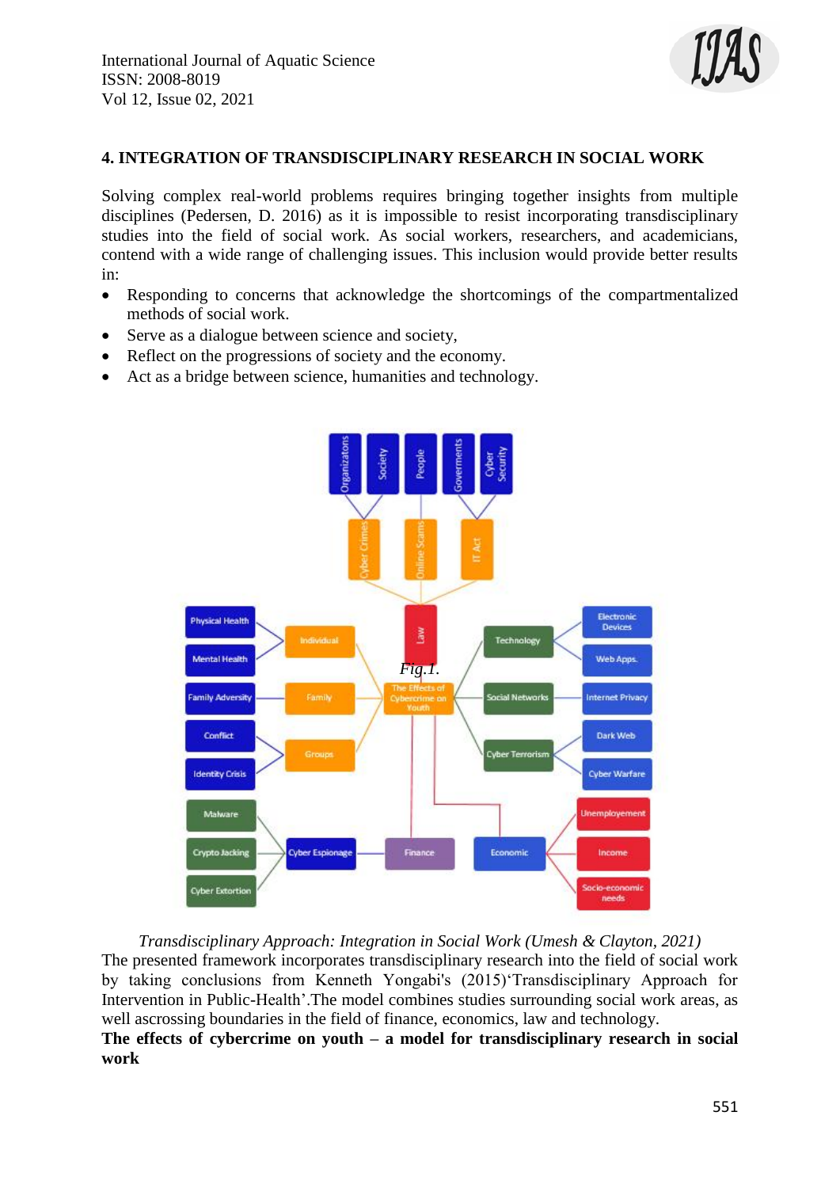## 4. INTEGRATION OF TRANSDISCIPLINARY RESEARCH IN SOCIAL WORK

Solving complex real-world problems requires bringing together insights from multiple disciplines (Pedersen, D. 2016) as it is impossible to resist incorporating transdisciplinary studies into the field of social work. As social workers, researchers, and academicians, contend with a wide range of challenging issues. This inclusion would provide better results in:

- Responding to concerns that acknowledge the shortcomings of the compartmentalized methods of social work.
- Serve as a dialogue between science and society,
- Reflect on the progressions of society and the economy.
- Act as a bridge between science, humanities and technology.

*Fig.1.*

*Transdisciplinary Approach: Integration in Social Work (Umesh & Clayton, 2021)*

The presented framework incorporates transdisciplinary research into the field of social work by taking conclusions from Kenneth Yongabi's (2015)'Transdisciplinary Approach for Intervention in Public-Health'.The model combines studies surrounding social work areas, as well ascrossing boundaries in the field of finance, economics, law and technology.

**The effects of cybercrime on youth – a model for transdisciplinary research in social work**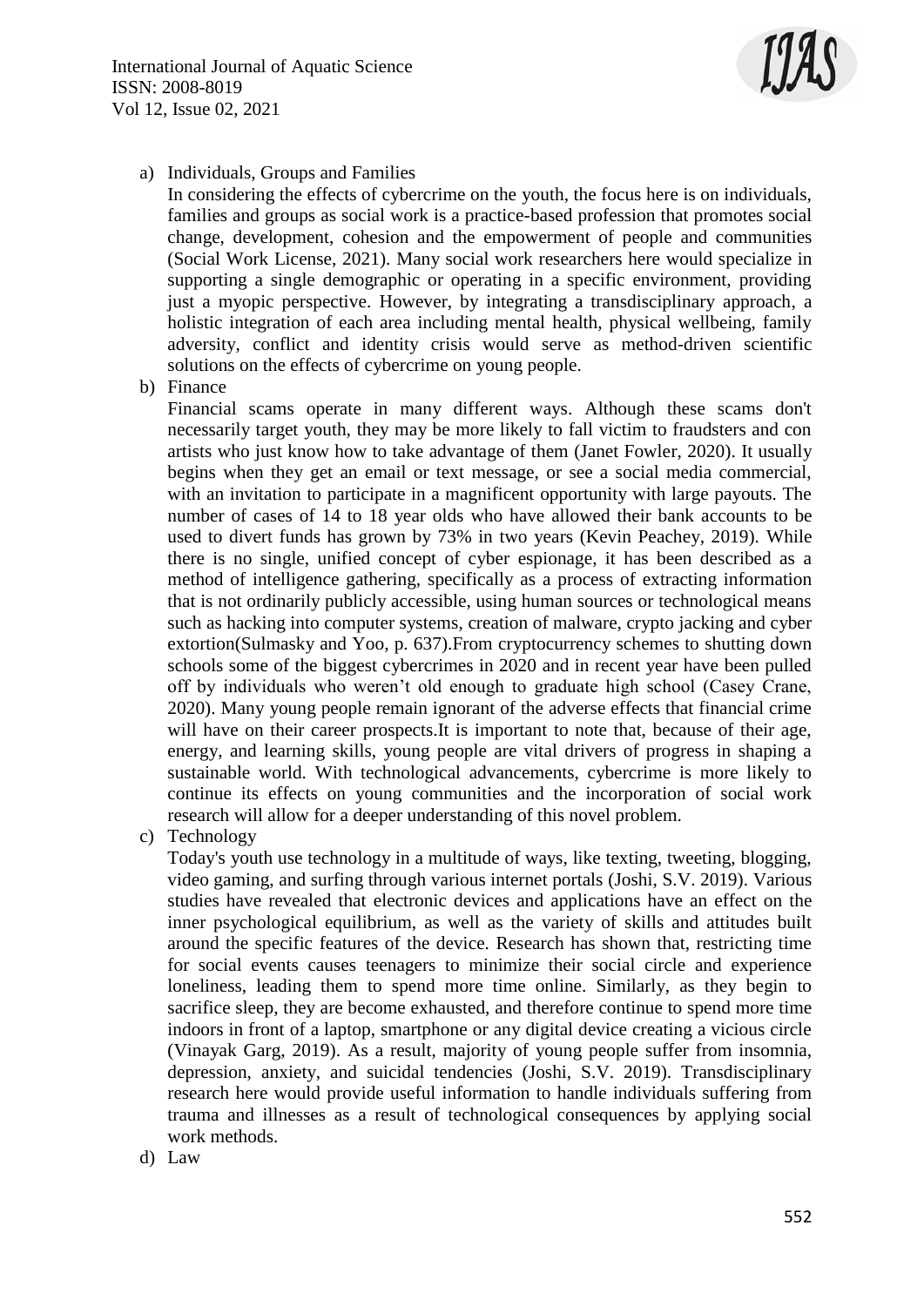a) Individuals, Groups and Families

In considering the effects of cybercrime on the youth, the focus here is on individuals, families and groups as social work is a practice-based profession that promotes social change, development, cohesion and the empowerment of people and communities (Social Work License, 2021). Many social work researchers here would specialize in supporting a single demographic or operating in a specific environment, providing just a myopic perspective. However, by integrating a transdisciplinary approach, a holistic integration of each area including mental health, physical wellbeing, family adversity, conflict and identity crisis would serve as method-driven scientific solutions on the effects of cybercrime on young people.

b) Finance

Financial scams operate in many different ways. Although these scams don't necessarily target youth, they may be more likely to fall victim to fraudsters and con artists who just know how to take advantage of them (Janet Fowler, 2020). It usually begins when they get an email or text message, or see a social media commercial, with an invitation to participate in a magnificent opportunity with large payouts. The number of cases of 14 to 18 year olds who have allowed their bank accounts to be used to divert funds has grown by 73% in two years (Kevin Peachey, 2019). While there is no single, unified concept of cyber espionage, it has been described as a method of intelligence gathering, specifically as a process of extracting information that is not ordinarily publicly accessible, using human sources or technological means such as hacking into computer systems, creation of malware, crypto jacking and cyber extortion(Sulmasky and Yoo, p. 637).From cryptocurrency schemes to shutting down schools some of the biggest cybercrimes in 2020 and in recent year have been pulled off by individuals who weren't old enough to graduate high school (Casey Crane, 2020). Many young people remain ignorant of the adverse effects that financial crime will have on their career prospects.It is important to note that, because of their age, energy, and learning skills, young people are vital drivers of progress in shaping a sustainable world. With technological advancements, cybercrime is more likely to continue its effects on young communities and the incorporation of social work research will allow for a deeper understanding of this novel problem.

c) Technology

Today's youth use technology in a multitude of ways, like texting, tweeting, blogging, video gaming, and surfing through various internet portals (Joshi, S.V. 2019). Various studies have revealed that electronic devices and applications have an effect on the inner psychological equilibrium, as well as the variety of skills and attitudes built around the specific features of the device. Research has shown that, restricting time for social events causes teenagers to minimize their social circle and experience loneliness, leading them to spend more time online. Similarly, as they begin to sacrifice sleep, they are become exhausted, and therefore continue to spend more time indoors in front of a laptop, smartphone or any digital device creating a vicious circle (Vinayak Garg, 2019). As a result, majority of young people suffer from insomnia, depression, anxiety, and suicidal tendencies (Joshi, S.V. 2019). Transdisciplinary research here would provide useful information to handle individuals suffering from trauma and illnesses as a result of technological consequences by applying social work methods.

d) Law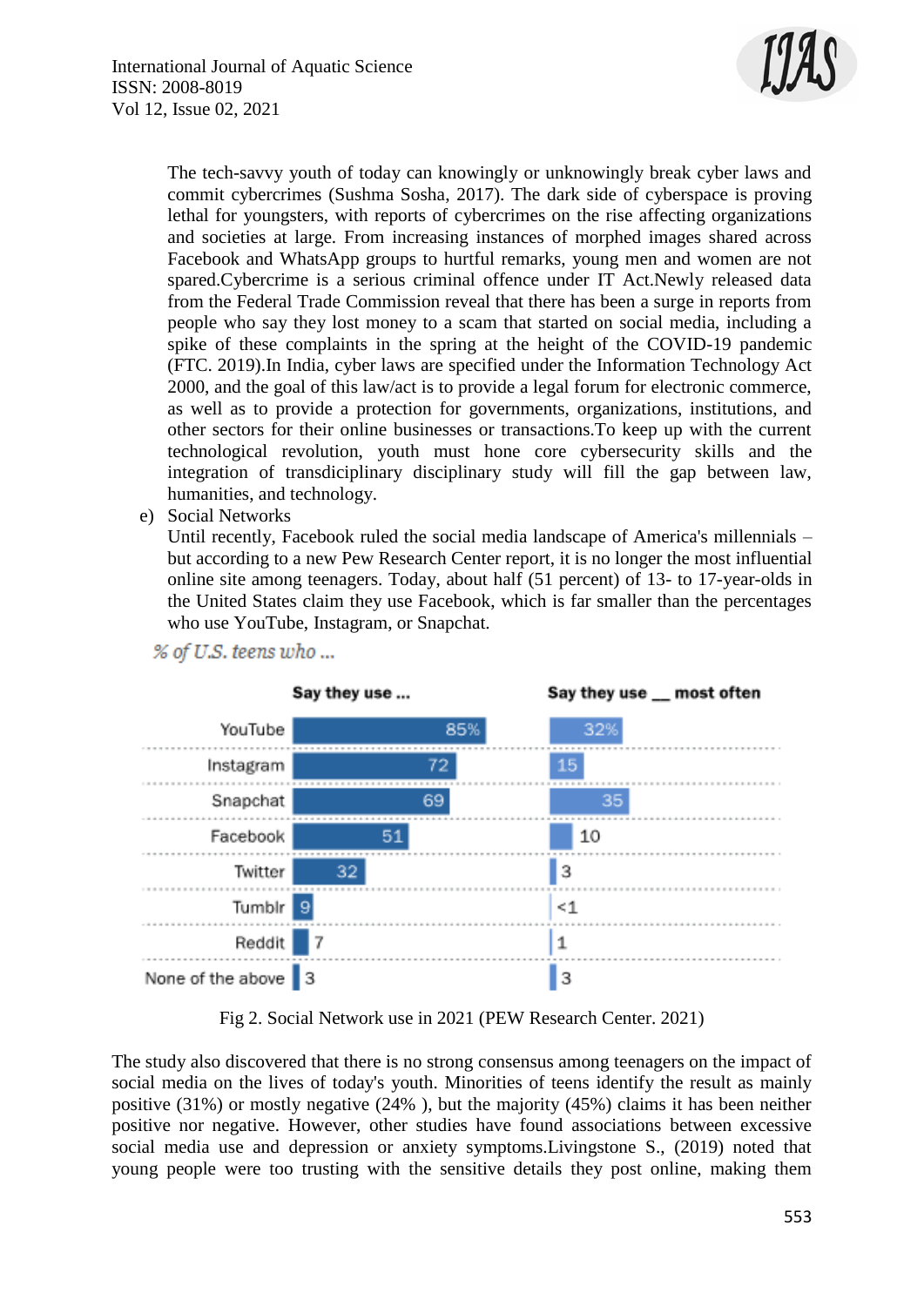The tech-savvy youth of today can knowingly or unknowingly break cyber laws and commit cybercrimes (Sushma Sosha, 2017). The dark side of cyberspace is proving lethal for youngsters, with reports of cybercrimes on the rise affecting organizations and societies at large. From increasing instances of morphed images shared across Facebook and WhatsApp groups to hurtful remarks, young men and women are not spared.Cybercrime is a serious criminal offence under IT Act.Newly released data from the Federal Trade Commission reveal that there has been a surge in reports from people who say they lost money to a scam that started on social media, including a spike of these complaints in the spring at the height of the COVID-19 pandemic (FTC. 2019).In India, cyber laws are specified under the Information Technology Act 2000, and the goal of this law/act is to provide a legal forum for electronic commerce, as well as to provide a protection for governments, organizations, institutions, and other sectors for their online businesses or transactions.To keep up with the current technological revolution, youth must hone core cybersecurity skills and the integration of transdiciplinary disciplinary study will fill the gap between law, humanities, and technology.

e) Social Networks

Until recently, Facebook ruled the social media landscape of America's millennials – but according to a new Pew Research Center report, it is no longer the most influential online site among teenagers. Today, about half (51 percent) of 13- to 17-year-olds in the United States claim they use Facebook, which is far smaller than the percentages who use YouTube, Instagram, or Snapchat.

*% of U.S. teens who ...*

| | Say they use ... | Say they use __ most often |
|---|---|---|
| YouTube | 85% | 32% |
| Instagram | 72 | 15 |
| Snapchat | 69 | 35 |
| Facebook | 51 | 10 |
| Twitter | 32 | 3 |
| Tumblr | 9 | <1 |
| Reddit | 7 | 1 |
| None of the above | 3 | 3 |

Fig 2. Social Network use in 2021 (PEW Research Center. 2021)

The study also discovered that there is no strong consensus among teenagers on the impact of social media on the lives of today's youth. Minorities of teens identify the result as mainly positive (31%) or mostly negative (24% ), but the majority (45%) claims it has been neither positive nor negative. However, other studies have found associations between excessive social media use and depression or anxiety symptoms.Livingstone S., (2019) noted that young people were too trusting with the sensitive details they post online, making them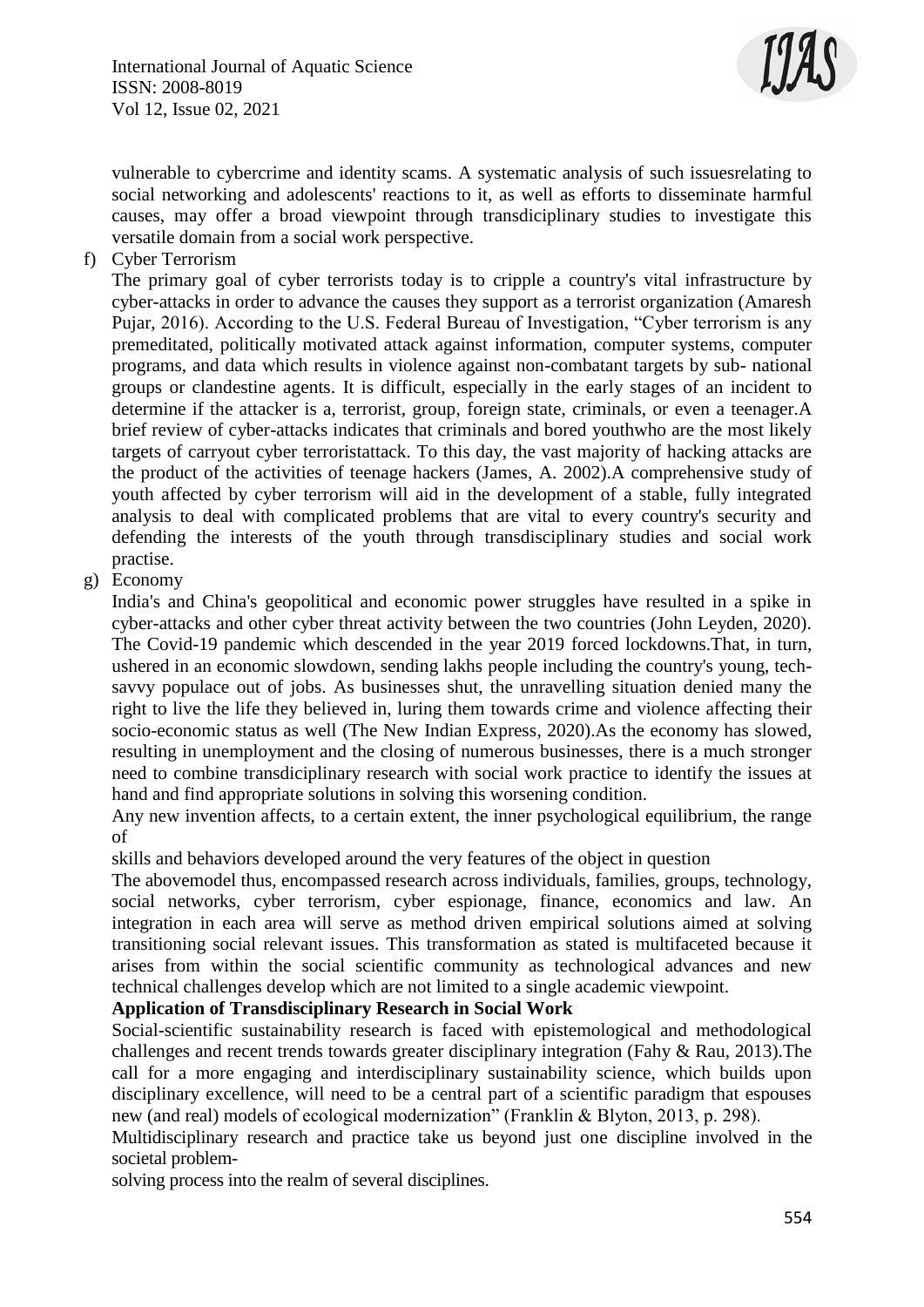vulnerable to cybercrime and identity scams. A systematic analysis of such issuesrelating to social networking and adolescents' reactions to it, as well as efforts to disseminate harmful causes, may offer a broad viewpoint through transdiciplinary studies to investigate this versatile domain from a social work perspective.

f) Cyber Terrorism

The primary goal of cyber terrorists today is to cripple a country's vital infrastructure by cyber-attacks in order to advance the causes they support as a terrorist organization (Amaresh Pujar, 2016). According to the U.S. Federal Bureau of Investigation, "Cyber terrorism is any premeditated, politically motivated attack against information, computer systems, computer programs, and data which results in violence against non-combatant targets by sub- national groups or clandestine agents. It is difficult, especially in the early stages of an incident to determine if the attacker is a, terrorist, group, foreign state, criminals, or even a teenager.A brief review of cyber-attacks indicates that criminals and bored youthwho are the most likely targets of carryout cyber terroristattack. To this day, the vast majority of hacking attacks are the product of the activities of teenage hackers (James, A. 2002).A comprehensive study of youth affected by cyber terrorism will aid in the development of a stable, fully integrated analysis to deal with complicated problems that are vital to every country's security and defending the interests of the youth through transdisciplinary studies and social work practise.

g) Economy

India's and China's geopolitical and economic power struggles have resulted in a spike in cyber-attacks and other cyber threat activity between the two countries (John Leyden, 2020). The Covid-19 pandemic which descended in the year 2019 forced lockdowns.That, in turn, ushered in an economic slowdown, sending lakhs people including the country's young, tech-savvy populace out of jobs. As businesses shut, the unravelling situation denied many the right to live the life they believed in, luring them towards crime and violence affecting their socio-economic status as well (The New Indian Express, 2020).As the economy has slowed, resulting in unemployment and the closing of numerous businesses, there is a much stronger need to combine transdiciplinary research with social work practice to identify the issues at hand and find appropriate solutions in solving this worsening condition.

Any new invention affects, to a certain extent, the inner psychological equilibrium, the range of

skills and behaviors developed around the very features of the object in question

The abovemodel thus, encompassed research across individuals, families, groups, technology, social networks, cyber terrorism, cyber espionage, finance, economics and law. An integration in each area will serve as method driven empirical solutions aimed at solving transitioning social relevant issues. This transformation as stated is multifaceted because it arises from within the social scientific community as technological advances and new technical challenges develop which are not limited to a single academic viewpoint.

**Application of Transdisciplinary Research in Social Work**

Social-scientific sustainability research is faced with epistemological and methodological challenges and recent trends towards greater disciplinary integration (Fahy & Rau, 2013).The call for a more engaging and interdisciplinary sustainability science, which builds upon disciplinary excellence, will need to be a central part of a scientific paradigm that espouses new (and real) models of ecological modernization" (Franklin & Blyton, 2013, p. 298).

Multidisciplinary research and practice take us beyond just one discipline involved in the societal problem-

solving process into the realm of several disciplines.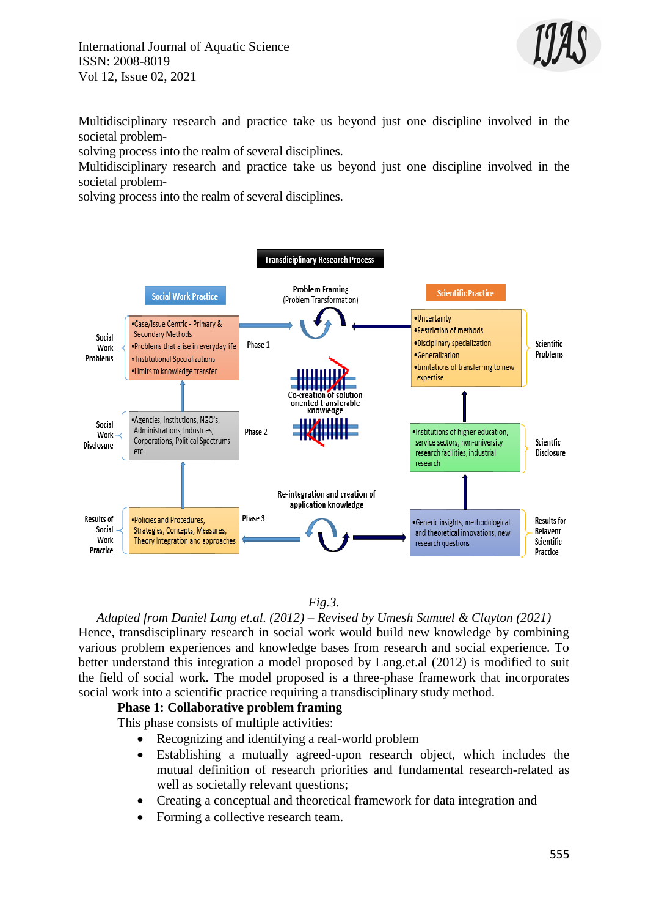Multidisciplinary research and practice take us beyond just one discipline involved in the societal problem-
solving process into the realm of several disciplines.
Multidisciplinary research and practice take us beyond just one discipline involved in the societal problem-
solving process into the realm of several disciplines.

*Fig.3.*

*Adapted from Daniel Lang et.al. (2012) – Revised by Umesh Samuel & Clayton (2021)*

Hence, transdisciplinary research in social work would build new knowledge by combining various problem experiences and knowledge bases from research and social experience. To better understand this integration a model proposed by Lang.et.al (2012) is modified to suit the field of social work. The model proposed is a three-phase framework that incorporates social work into a scientific practice requiring a transdisciplinary study method.

**Phase 1: Collaborative problem framing**

This phase consists of multiple activities:

- Recognizing and identifying a real-world problem
- Establishing a mutually agreed-upon research object, which includes the mutual definition of research priorities and fundamental research-related as well as societally relevant questions;
- Creating a conceptual and theoretical framework for data integration and
- Forming a collective research team.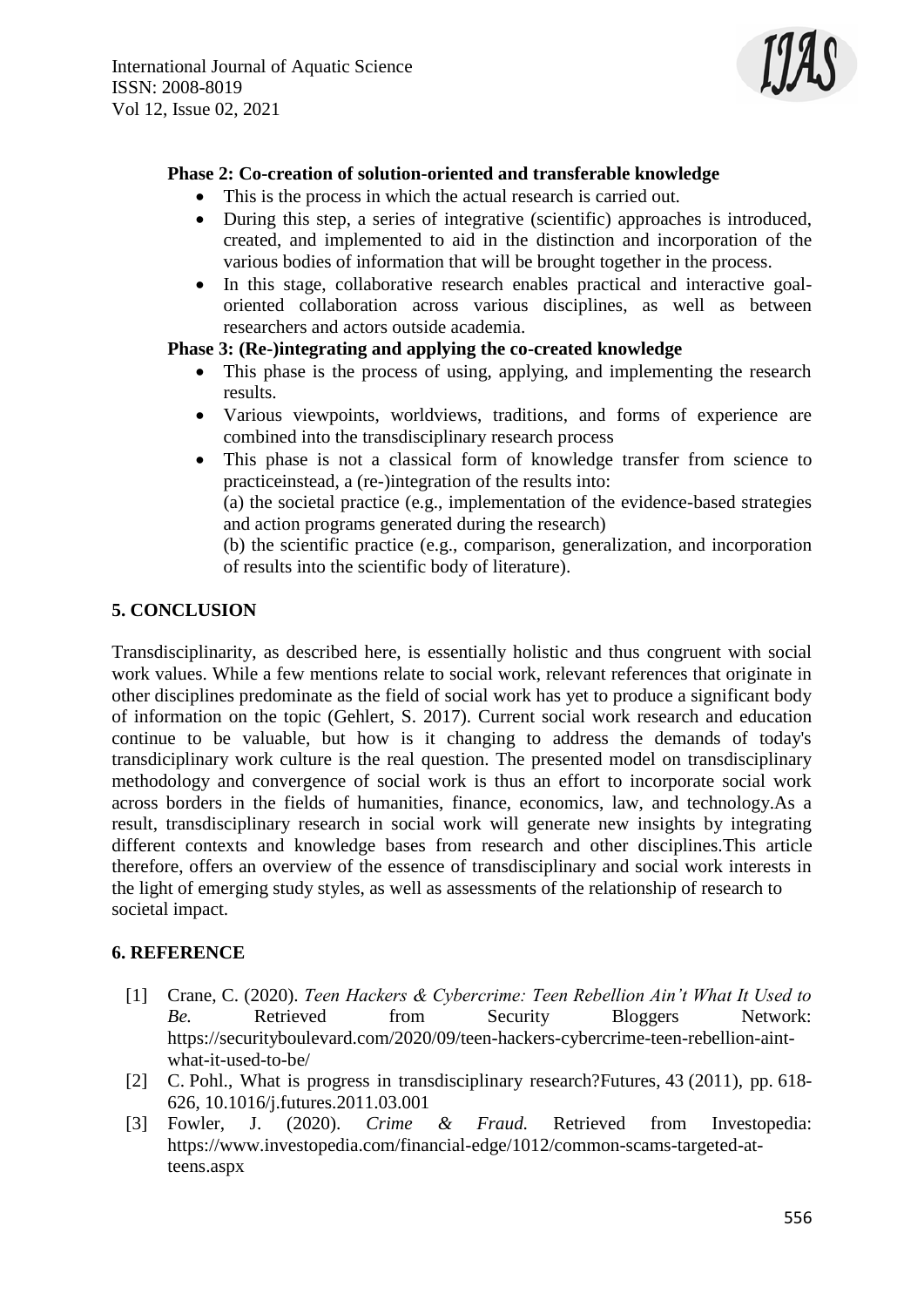**Phase 2: Co-creation of solution-oriented and transferable knowledge**

- This is the process in which the actual research is carried out.
- During this step, a series of integrative (scientific) approaches is introduced, created, and implemented to aid in the distinction and incorporation of the various bodies of information that will be brought together in the process.
- In this stage, collaborative research enables practical and interactive goal-oriented collaboration across various disciplines, as well as between researchers and actors outside academia.

**Phase 3: (Re-)integrating and applying the co-created knowledge**

- This phase is the process of using, applying, and implementing the research results.
- Various viewpoints, worldviews, traditions, and forms of experience are combined into the transdisciplinary research process
- This phase is not a classical form of knowledge transfer from science to practiceinstead, a (re-)integration of the results into:
  (a) the societal practice (e.g., implementation of the evidence-based strategies and action programs generated during the research)
  (b) the scientific practice (e.g., comparison, generalization, and incorporation of results into the scientific body of literature).

## 5. CONCLUSION

Transdisciplinarity, as described here, is essentially holistic and thus congruent with social work values. While a few mentions relate to social work, relevant references that originate in other disciplines predominate as the field of social work has yet to produce a significant body of information on the topic (Gehlert, S. 2017). Current social work research and education continue to be valuable, but how is it changing to address the demands of today's transdiciplinary work culture is the real question. The presented model on transdisciplinary methodology and convergence of social work is thus an effort to incorporate social work across borders in the fields of humanities, finance, economics, law, and technology.As a result, transdisciplinary research in social work will generate new insights by integrating different contexts and knowledge bases from research and other disciplines.This article therefore, offers an overview of the essence of transdisciplinary and social work interests in the light of emerging study styles, as well as assessments of the relationship of research to societal impact.

## 6. REFERENCE

[1] Crane, C. (2020). *Teen Hackers & Cybercrime: Teen Rebellion Ain't What It Used to Be.* Retrieved from Security Bloggers Network: https://securityboulevard.com/2020/09/teen-hackers-cybercrime-teen-rebellion-aint-what-it-used-to-be/

[2] C. Pohl., What is progress in transdisciplinary research?Futures, 43 (2011), pp. 618-626, 10.1016/j.futures.2011.03.001

[3] Fowler, J. (2020). *Crime & Fraud.* Retrieved from Investopedia: https://www.investopedia.com/financial-edge/1012/common-scams-targeted-at-teens.aspx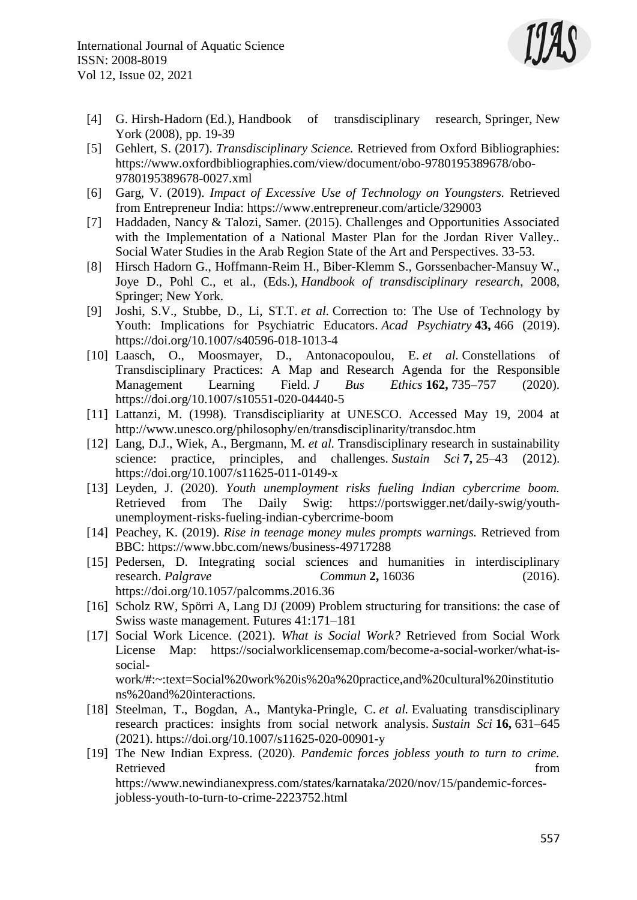[4] G. Hirsh-Hadorn (Ed.), Handbook of transdisciplinary research, Springer, New York (2008), pp. 19-39

[5] Gehlert, S. (2017). *Transdisciplinary Science.* Retrieved from Oxford Bibliographies: https://www.oxfordbibliographies.com/view/document/obo-9780195389678/obo-9780195389678-0027.xml

[6] Garg, V. (2019). *Impact of Excessive Use of Technology on Youngsters.* Retrieved from Entrepreneur India: https://www.entrepreneur.com/article/329003

[7] Haddaden, Nancy & Talozi, Samer. (2015). Challenges and Opportunities Associated with the Implementation of a National Master Plan for the Jordan River Valley.. Social Water Studies in the Arab Region State of the Art and Perspectives. 33-53.

[8] Hirsch Hadorn G., Hoffmann-Reim H., Biber-Klemm S., Gorssenbacher-Mansuy W., Joye D., Pohl C., et al., (Eds.), *Handbook of transdisciplinary research*, 2008, Springer; New York.

[9] Joshi, S.V., Stubbe, D., Li, ST.T. *et al.* Correction to: The Use of Technology by Youth: Implications for Psychiatric Educators. *Acad Psychiatry* **43,** 466 (2019). https://doi.org/10.1007/s40596-018-1013-4

[10] Laasch, O., Moosmayer, D., Antonacopoulou, E. *et al.* Constellations of Transdisciplinary Practices: A Map and Research Agenda for the Responsible Management Learning Field. *J Bus Ethics* **162,** 735–757 (2020). https://doi.org/10.1007/s10551-020-04440-5

[11] Lattanzi, M. (1998). Transdiscipliarity at UNESCO. Accessed May 19, 2004 at http://www.unesco.org/philosophy/en/transdisciplinarity/transdoc.htm

[12] Lang, D.J., Wiek, A., Bergmann, M. *et al.* Transdisciplinary research in sustainability science: practice, principles, and challenges. *Sustain Sci* **7,** 25–43 (2012). https://doi.org/10.1007/s11625-011-0149-x

[13] Leyden, J. (2020). *Youth unemployment risks fueling Indian cybercrime boom.* Retrieved from The Daily Swig: https://portswigger.net/daily-swig/youth-unemployment-risks-fueling-indian-cybercrime-boom

[14] Peachey, K. (2019). *Rise in teenage money mules prompts warnings.* Retrieved from BBC: https://www.bbc.com/news/business-49717288

[15] Pedersen, D. Integrating social sciences and humanities in interdisciplinary research. *Palgrave Commun* **2,** 16036 (2016). https://doi.org/10.1057/palcomms.2016.36

[16] Scholz RW, Spörri A, Lang DJ (2009) Problem structuring for transitions: the case of Swiss waste management. Futures 41:171–181

[17] Social Work Licence. (2021). *What is Social Work?* Retrieved from Social Work License Map: https://socialworklicensemap.com/become-a-social-worker/what-is-social-work/#:~:text=Social%20work%20is%20a%20practice,and%20cultural%20institutions%20and%20interactions.

[18] Steelman, T., Bogdan, A., Mantyka-Pringle, C. *et al.* Evaluating transdisciplinary research practices: insights from social network analysis. *Sustain Sci* **16,** 631–645 (2021). https://doi.org/10.1007/s11625-020-00901-y

[19] The New Indian Express. (2020). *Pandemic forces jobless youth to turn to crime.* Retrieved from https://www.newindianexpress.com/states/karnataka/2020/nov/15/pandemic-forces-jobless-youth-to-turn-to-crime-2223752.html